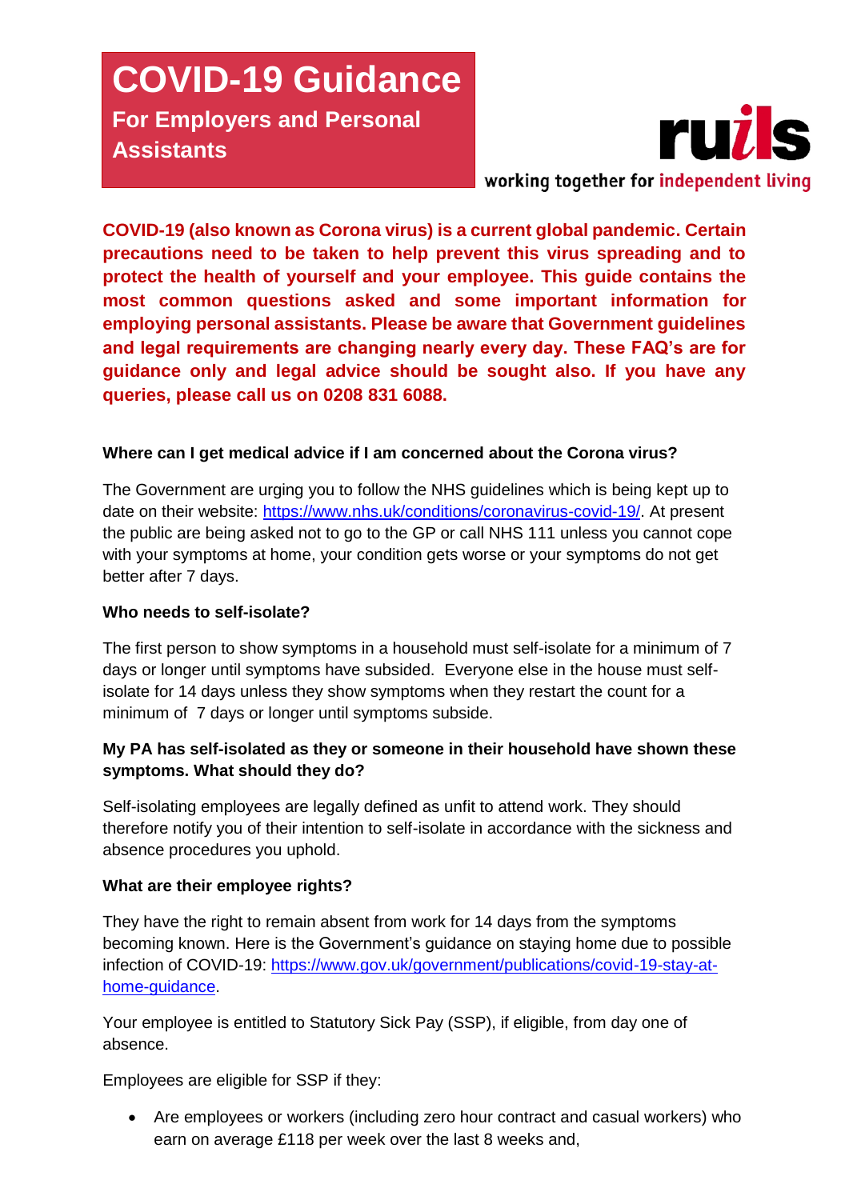# COVID-19 Guidance

## For Employers and Personal Assistants

ruils

working together for independent living

**COVID-19 (also known as Corona virus) is a current global pandemic. Certain precautions need to be taken to help prevent this virus spreading and to protect the health of yourself and your employee. This guide contains the most common questions asked and some important information for employing personal assistants. Please be aware that Government guidelines and legal requirements are changing nearly every day. These FAQ's are for guidance only and legal advice should be sought also. If you have any queries, please call us on 0208 831 6088.**

**Where can I get medical advice if I am concerned about the Corona virus?**

The Government are urging you to follow the NHS guidelines which is being kept up to date on their website: https://www.nhs.uk/conditions/coronavirus-covid-19/. At present the public are being asked not to go to the GP or call NHS 111 unless you cannot cope with your symptoms at home, your condition gets worse or your symptoms do not get better after 7 days.

**Who needs to self-isolate?**

The first person to show symptoms in a household must self-isolate for a minimum of 7 days or longer until symptoms have subsided. Everyone else in the house must self-isolate for 14 days unless they show symptoms when they restart the count for a minimum of 7 days or longer until symptoms subside.

**My PA has self-isolated as they or someone in their household have shown these symptoms. What should they do?**

Self-isolating employees are legally defined as unfit to attend work. They should therefore notify you of their intention to self-isolate in accordance with the sickness and absence procedures you uphold.

**What are their employee rights?**

They have the right to remain absent from work for 14 days from the symptoms becoming known. Here is the Government's guidance on staying home due to possible infection of COVID-19: https://www.gov.uk/government/publications/covid-19-stay-at-home-guidance.

Your employee is entitled to Statutory Sick Pay (SSP), if eligible, from day one of absence.

Employees are eligible for SSP if they:

- Are employees or workers (including zero hour contract and casual workers) who earn on average £118 per week over the last 8 weeks and,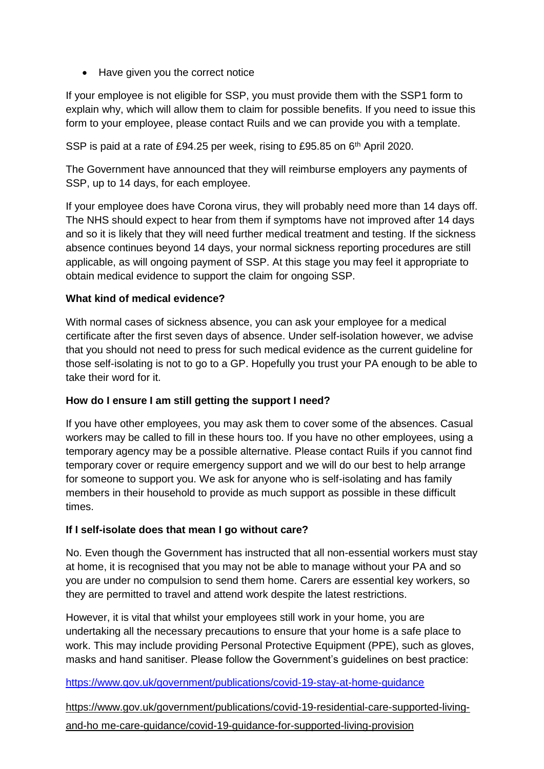- Have given you the correct notice

If your employee is not eligible for SSP, you must provide them with the SSP1 form to explain why, which will allow them to claim for possible benefits. If you need to issue this form to your employee, please contact Ruils and we can provide you with a template.

SSP is paid at a rate of £94.25 per week, rising to £95.85 on 6th April 2020.

The Government have announced that they will reimburse employers any payments of SSP, up to 14 days, for each employee.

If your employee does have Corona virus, they will probably need more than 14 days off. The NHS should expect to hear from them if symptoms have not improved after 14 days and so it is likely that they will need further medical treatment and testing. If the sickness absence continues beyond 14 days, your normal sickness reporting procedures are still applicable, as will ongoing payment of SSP. At this stage you may feel it appropriate to obtain medical evidence to support the claim for ongoing SSP.

**What kind of medical evidence?**

With normal cases of sickness absence, you can ask your employee for a medical certificate after the first seven days of absence. Under self-isolation however, we advise that you should not need to press for such medical evidence as the current guideline for those self-isolating is not to go to a GP. Hopefully you trust your PA enough to be able to take their word for it.

**How do I ensure I am still getting the support I need?**

If you have other employees, you may ask them to cover some of the absences. Casual workers may be called to fill in these hours too. If you have no other employees, using a temporary agency may be a possible alternative. Please contact Ruils if you cannot find temporary cover or require emergency support and we will do our best to help arrange for someone to support you. We ask for anyone who is self-isolating and has family members in their household to provide as much support as possible in these difficult times.

**If I self-isolate does that mean I go without care?**

No. Even though the Government has instructed that all non-essential workers must stay at home, it is recognised that you may not be able to manage without your PA and so you are under no compulsion to send them home. Carers are essential key workers, so they are permitted to travel and attend work despite the latest restrictions.

However, it is vital that whilst your employees still work in your home, you are undertaking all the necessary precautions to ensure that your home is a safe place to work. This may include providing Personal Protective Equipment (PPE), such as gloves, masks and hand sanitiser. Please follow the Government's guidelines on best practice:

https://www.gov.uk/government/publications/covid-19-stay-at-home-guidance

https://www.gov.uk/government/publications/covid-19-residential-care-supported-living-and-ho me-care-guidance/covid-19-guidance-for-supported-living-provision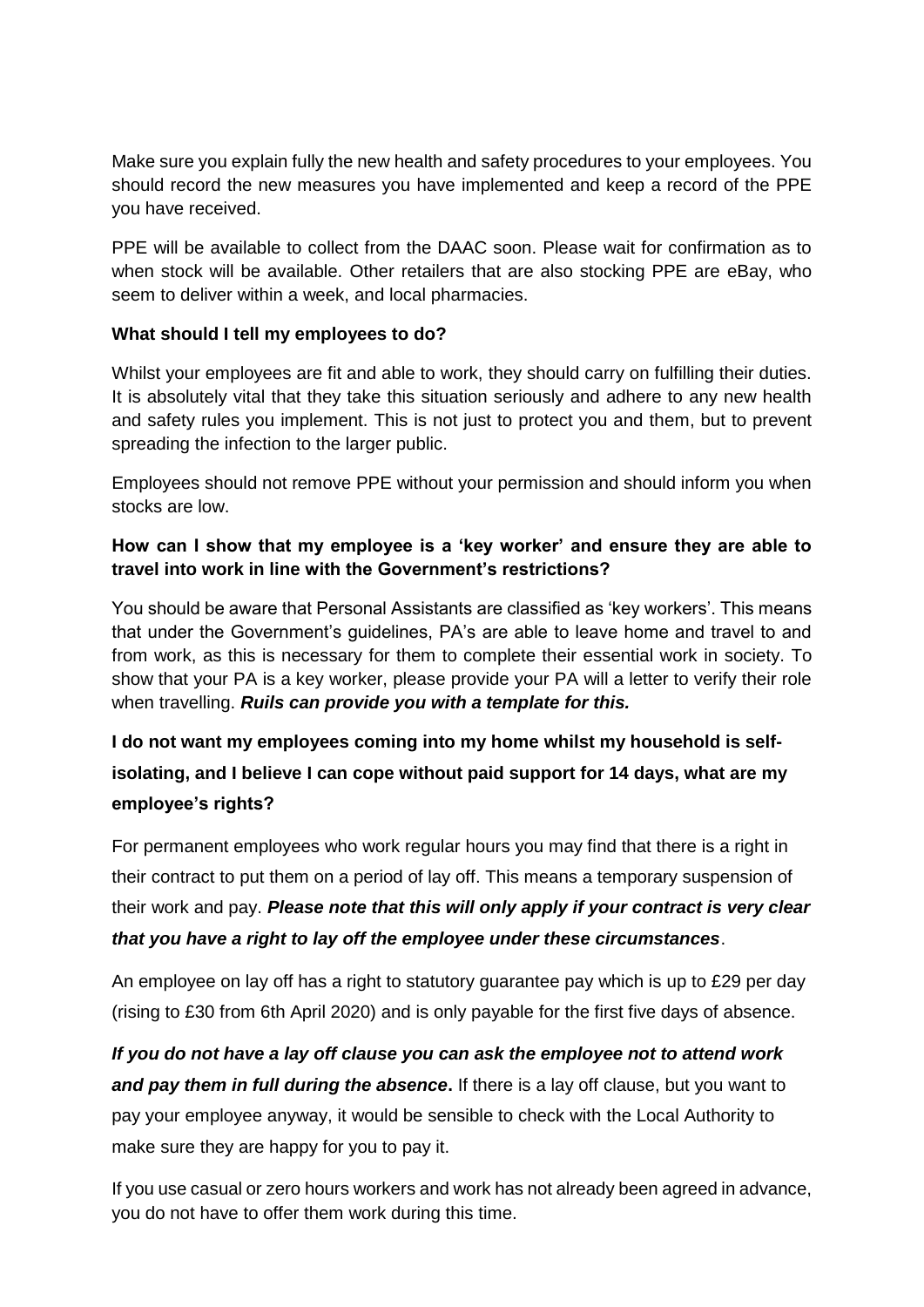Make sure you explain fully the new health and safety procedures to your employees. You should record the new measures you have implemented and keep a record of the PPE you have received.

PPE will be available to collect from the DAAC soon. Please wait for confirmation as to when stock will be available. Other retailers that are also stocking PPE are eBay, who seem to deliver within a week, and local pharmacies.

**What should I tell my employees to do?**

Whilst your employees are fit and able to work, they should carry on fulfilling their duties. It is absolutely vital that they take this situation seriously and adhere to any new health and safety rules you implement. This is not just to protect you and them, but to prevent spreading the infection to the larger public.

Employees should not remove PPE without your permission and should inform you when stocks are low.

**How can I show that my employee is a 'key worker' and ensure they are able to travel into work in line with the Government's restrictions?**

You should be aware that Personal Assistants are classified as 'key workers'. This means that under the Government's guidelines, PA's are able to leave home and travel to and from work, as this is necessary for them to complete their essential work in society. To show that your PA is a key worker, please provide your PA will a letter to verify their role when travelling. ***Ruils can provide you with a template for this.***

**I do not want my employees coming into my home whilst my household is self-isolating, and I believe I can cope without paid support for 14 days, what are my employee's rights?**

For permanent employees who work regular hours you may find that there is a right in their contract to put them on a period of lay off. This means a temporary suspension of their work and pay. ***Please note that this will only apply if your contract is very clear that you have a right to lay off the employee under these circumstances***.

An employee on lay off has a right to statutory guarantee pay which is up to £29 per day (rising to £30 from 6th April 2020) and is only payable for the first five days of absence.

***If you do not have a lay off clause you can ask the employee not to attend work and pay them in full during the absence*.** If there is a lay off clause, but you want to pay your employee anyway, it would be sensible to check with the Local Authority to make sure they are happy for you to pay it.

If you use casual or zero hours workers and work has not already been agreed in advance, you do not have to offer them work during this time.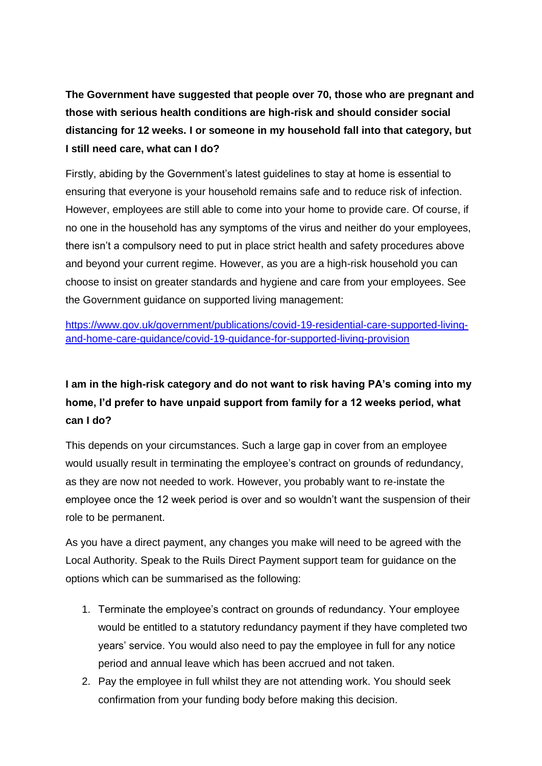**The Government have suggested that people over 70, those who are pregnant and those with serious health conditions are high-risk and should consider social distancing for 12 weeks. I or someone in my household fall into that category, but I still need care, what can I do?**

Firstly, abiding by the Government's latest guidelines to stay at home is essential to ensuring that everyone is your household remains safe and to reduce risk of infection. However, employees are still able to come into your home to provide care. Of course, if no one in the household has any symptoms of the virus and neither do your employees, there isn't a compulsory need to put in place strict health and safety procedures above and beyond your current regime. However, as you are a high-risk household you can choose to insist on greater standards and hygiene and care from your employees. See the Government guidance on supported living management:

[https://www.gov.uk/government/publications/covid-19-residential-care-supported-living-and-home-care-guidance/covid-19-guidance-for-supported-living-provision](https://www.gov.uk/government/publications/covid-19-residential-care-supported-living-and-home-care-guidance/covid-19-guidance-for-supported-living-provision)

**I am in the high-risk category and do not want to risk having PA's coming into my home, I'd prefer to have unpaid support from family for a 12 weeks period, what can I do?**

This depends on your circumstances. Such a large gap in cover from an employee would usually result in terminating the employee's contract on grounds of redundancy, as they are now not needed to work. However, you probably want to re-instate the employee once the 12 week period is over and so wouldn't want the suspension of their role to be permanent.

As you have a direct payment, any changes you make will need to be agreed with the Local Authority. Speak to the Ruils Direct Payment support team for guidance on the options which can be summarised as the following:

1. Terminate the employee's contract on grounds of redundancy. Your employee would be entitled to a statutory redundancy payment if they have completed two years' service. You would also need to pay the employee in full for any notice period and annual leave which has been accrued and not taken.
2. Pay the employee in full whilst they are not attending work. You should seek confirmation from your funding body before making this decision.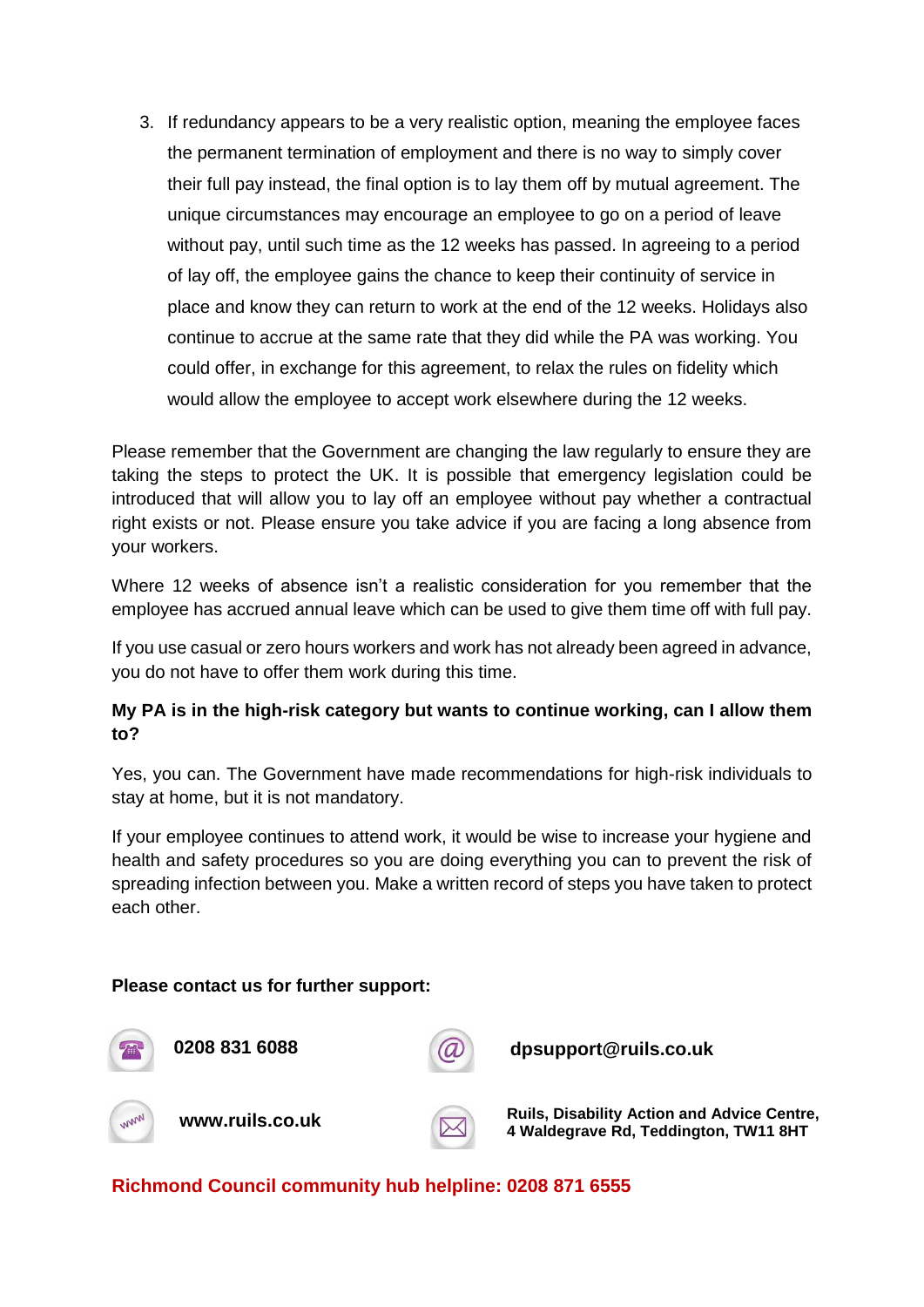3. If redundancy appears to be a very realistic option, meaning the employee faces the permanent termination of employment and there is no way to simply cover their full pay instead, the final option is to lay them off by mutual agreement. The unique circumstances may encourage an employee to go on a period of leave without pay, until such time as the 12 weeks has passed. In agreeing to a period of lay off, the employee gains the chance to keep their continuity of service in place and know they can return to work at the end of the 12 weeks. Holidays also continue to accrue at the same rate that they did while the PA was working. You could offer, in exchange for this agreement, to relax the rules on fidelity which would allow the employee to accept work elsewhere during the 12 weeks.

Please remember that the Government are changing the law regularly to ensure they are taking the steps to protect the UK. It is possible that emergency legislation could be introduced that will allow you to lay off an employee without pay whether a contractual right exists or not. Please ensure you take advice if you are facing a long absence from your workers.

Where 12 weeks of absence isn't a realistic consideration for you remember that the employee has accrued annual leave which can be used to give them time off with full pay.

If you use casual or zero hours workers and work has not already been agreed in advance, you do not have to offer them work during this time.

**My PA is in the high-risk category but wants to continue working, can I allow them to?**

Yes, you can. The Government have made recommendations for high-risk individuals to stay at home, but it is not mandatory.

If your employee continues to attend work, it would be wise to increase your hygiene and health and safety procedures so you are doing everything you can to prevent the risk of spreading infection between you. Make a written record of steps you have taken to protect each other.

**Please contact us for further support:**

**0208 831 6088**

**dpsupport@ruils.co.uk**

**www.ruils.co.uk**

**Ruils, Disability Action and Advice Centre, 4 Waldegrave Rd, Teddington, TW11 8HT**

**Richmond Council community hub helpline: 0208 871 6555**